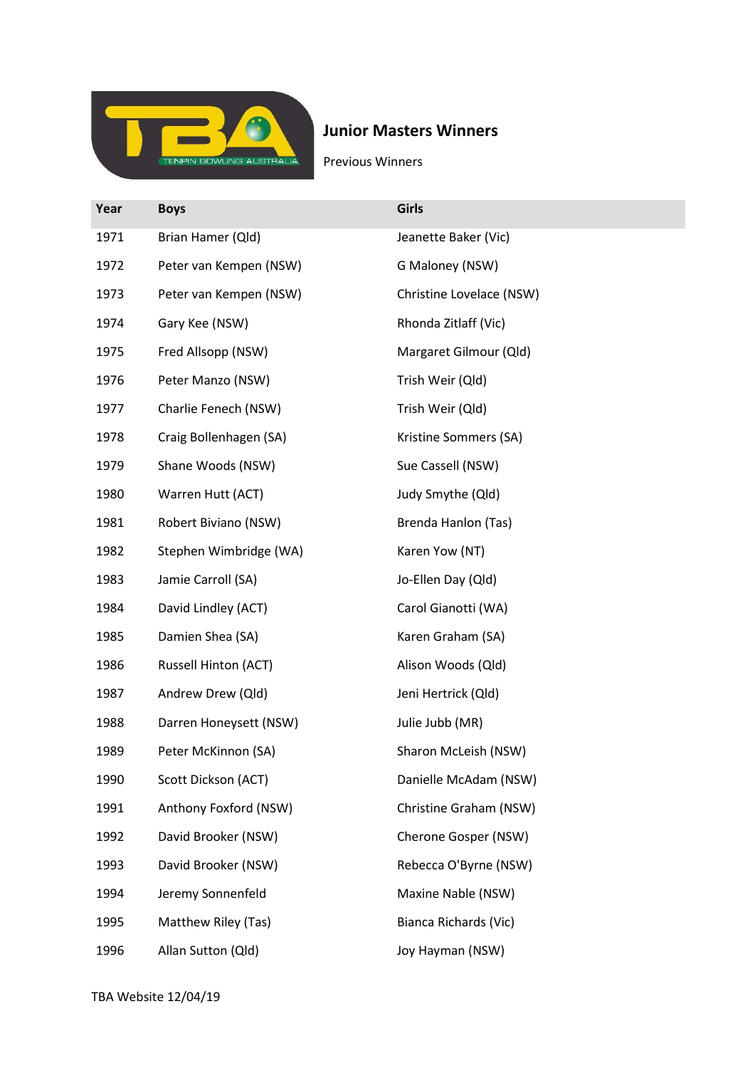# Junior Masters Winners

Previous Winners

| Year | Boys | Girls |
|---|---|---|
| 1971 | Brian Hamer (Qld) | Jeanette Baker (Vic) |
| 1972 | Peter van Kempen (NSW) | G Maloney (NSW) |
| 1973 | Peter van Kempen (NSW) | Christine Lovelace (NSW) |
| 1974 | Gary Kee (NSW) | Rhonda Zitlaff (Vic) |
| 1975 | Fred Allsopp (NSW) | Margaret Gilmour (Qld) |
| 1976 | Peter Manzo (NSW) | Trish Weir (Qld) |
| 1977 | Charlie Fenech (NSW) | Trish Weir (Qld) |
| 1978 | Craig Bollenhagen (SA) | Kristine Sommers (SA) |
| 1979 | Shane Woods (NSW) | Sue Cassell (NSW) |
| 1980 | Warren Hutt (ACT) | Judy Smythe (Qld) |
| 1981 | Robert Biviano (NSW) | Brenda Hanlon (Tas) |
| 1982 | Stephen Wimbridge (WA) | Karen Yow (NT) |
| 1983 | Jamie Carroll (SA) | Jo-Ellen Day (Qld) |
| 1984 | David Lindley (ACT) | Carol Gianotti (WA) |
| 1985 | Damien Shea (SA) | Karen Graham (SA) |
| 1986 | Russell Hinton (ACT) | Alison Woods (Qld) |
| 1987 | Andrew Drew (Qld) | Jeni Hertrick (Qld) |
| 1988 | Darren Honeysett (NSW) | Julie Jubb (MR) |
| 1989 | Peter McKinnon (SA) | Sharon McLeish (NSW) |
| 1990 | Scott Dickson (ACT) | Danielle McAdam (NSW) |
| 1991 | Anthony Foxford (NSW) | Christine Graham (NSW) |
| 1992 | David Brooker (NSW) | Cherone Gosper (NSW) |
| 1993 | David Brooker (NSW) | Rebecca O'Byrne (NSW) |
| 1994 | Jeremy Sonnenfeld | Maxine Nable (NSW) |
| 1995 | Matthew Riley (Tas) | Bianca Richards (Vic) |
| 1996 | Allan Sutton (Qld) | Joy Hayman (NSW) |

TBA Website 12/04/19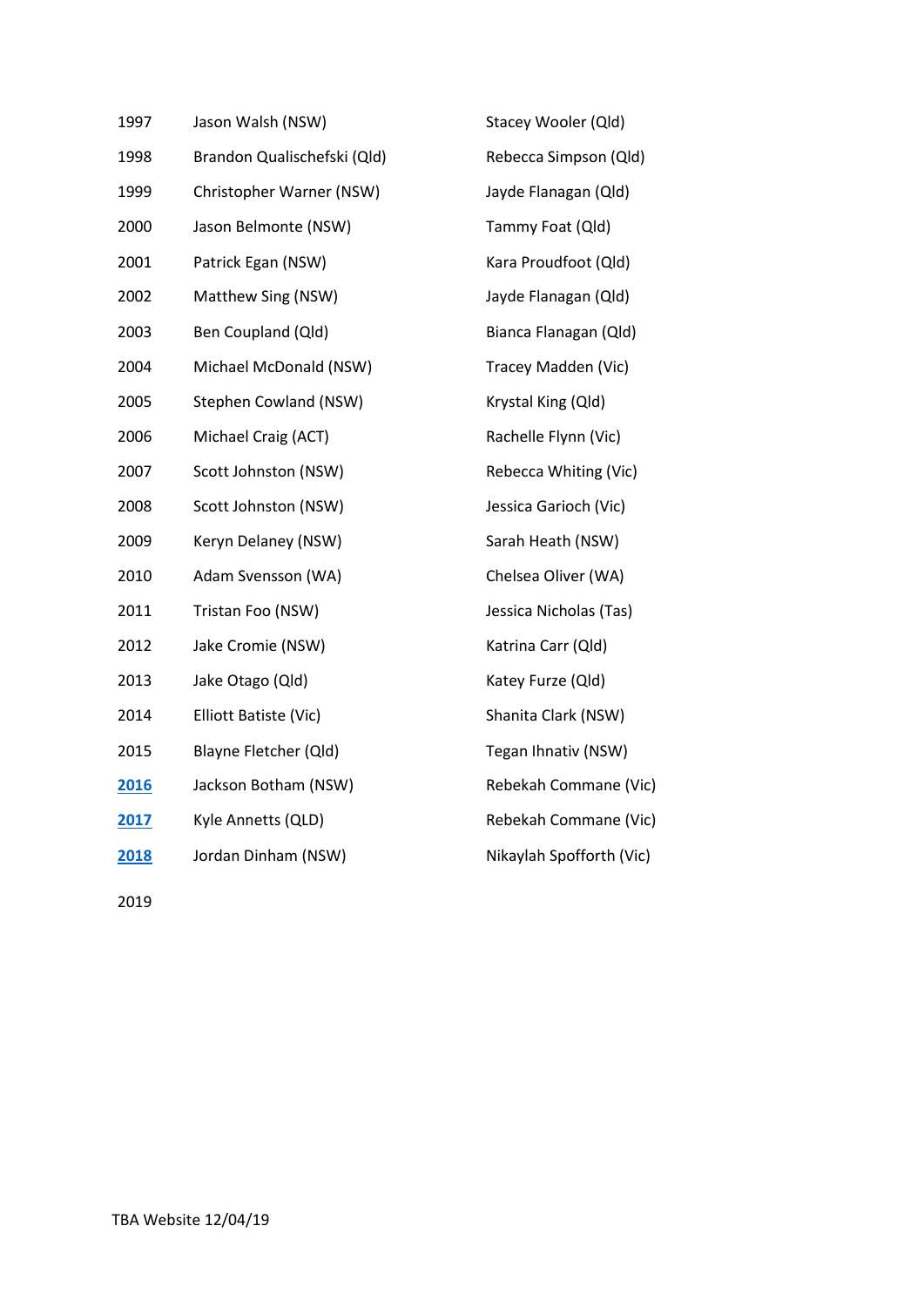| | | |
|---|---|---|
| 1997 | Jason Walsh (NSW) | Stacey Wooler (Qld) |
| 1998 | Brandon Qualischefski (Qld) | Rebecca Simpson (Qld) |
| 1999 | Christopher Warner (NSW) | Jayde Flanagan (Qld) |
| 2000 | Jason Belmonte (NSW) | Tammy Foat (Qld) |
| 2001 | Patrick Egan (NSW) | Kara Proudfoot (Qld) |
| 2002 | Matthew Sing (NSW) | Jayde Flanagan (Qld) |
| 2003 | Ben Coupland (Qld) | Bianca Flanagan (Qld) |
| 2004 | Michael McDonald (NSW) | Tracey Madden (Vic) |
| 2005 | Stephen Cowland (NSW) | Krystal King (Qld) |
| 2006 | Michael Craig (ACT) | Rachelle Flynn (Vic) |
| 2007 | Scott Johnston (NSW) | Rebecca Whiting (Vic) |
| 2008 | Scott Johnston (NSW) | Jessica Garioch (Vic) |
| 2009 | Keryn Delaney (NSW) | Sarah Heath (NSW) |
| 2010 | Adam Svensson (WA) | Chelsea Oliver (WA) |
| 2011 | Tristan Foo (NSW) | Jessica Nicholas (Tas) |
| 2012 | Jake Cromie (NSW) | Katrina Carr (Qld) |
| 2013 | Jake Otago (Qld) | Katey Furze (Qld) |
| 2014 | Elliott Batiste (Vic) | Shanita Clark (NSW) |
| 2015 | Blayne Fletcher (Qld) | Tegan Ihnativ (NSW) |
| 2016 | Jackson Botham (NSW) | Rebekah Commane (Vic) |
| 2017 | Kyle Annetts (QLD) | Rebekah Commane (Vic) |
| 2018 | Jordan Dinham (NSW) | Nikaylah Spofforth (Vic) |
| 2019 | | |

TBA Website 12/04/19